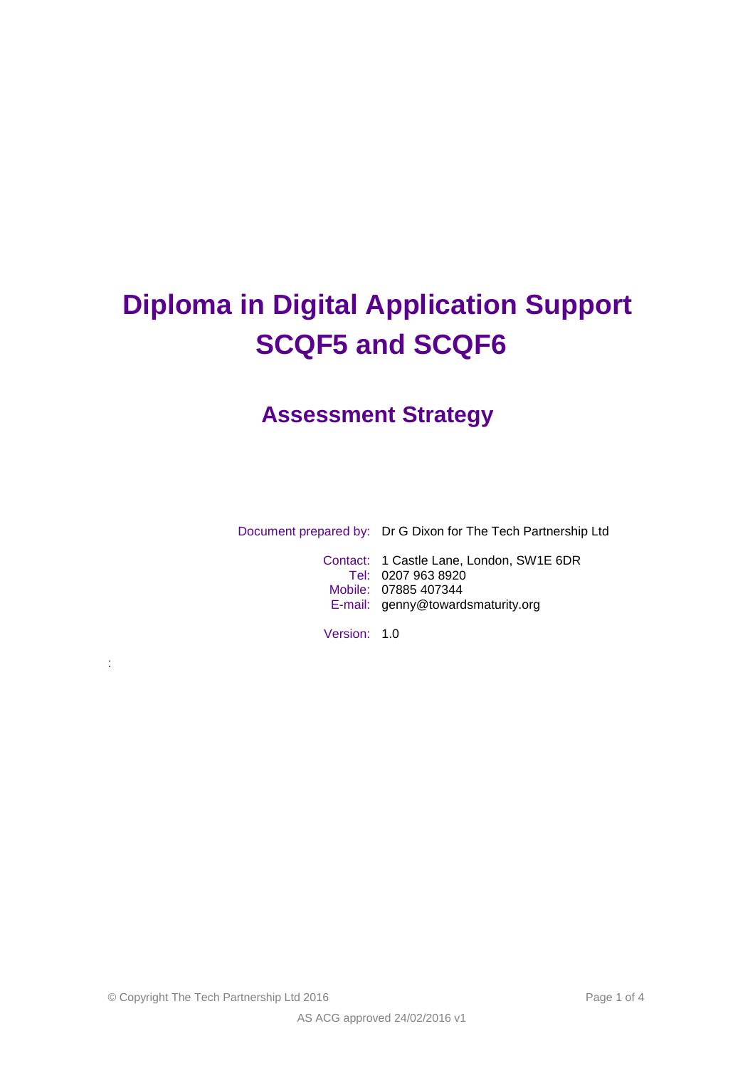# Diploma in Digital Application Support SCQF5 and SCQF6

## Assessment Strategy

Document prepared by: Dr G Dixon for The Tech Partnership Ltd

Contact: 1 Castle Lane, London, SW1E 6DR
Tel: 0207 963 8920
Mobile: 07885 407344
E-mail: genny@towardsmaturity.org

Version: 1.0

:

© Copyright The Tech Partnership Ltd 2016

AS ACG approved 24/02/2016 v1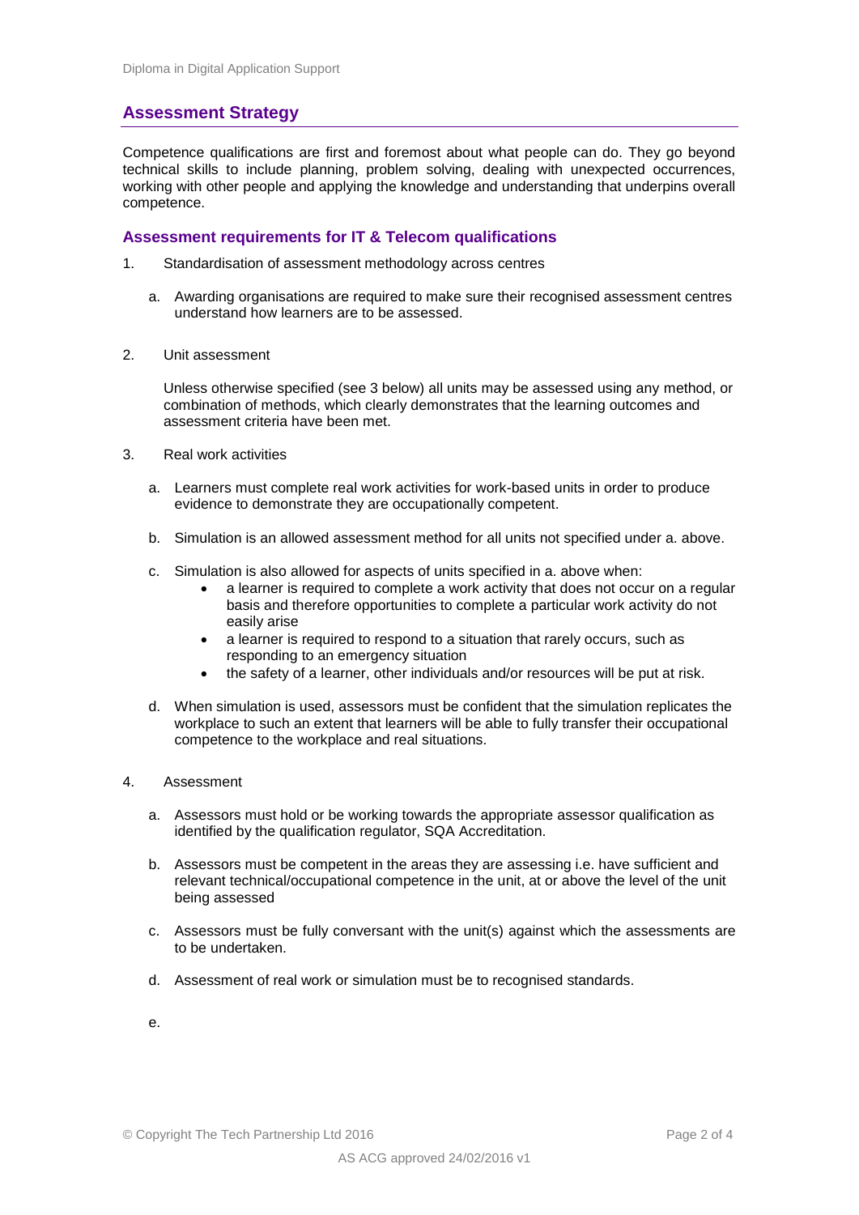## Assessment Strategy

Competence qualifications are first and foremost about what people can do. They go beyond technical skills to include planning, problem solving, dealing with unexpected occurrences, working with other people and applying the knowledge and understanding that underpins overall competence.

### Assessment requirements for IT & Telecom qualifications

1. Standardisation of assessment methodology across centres

   a. Awarding organisations are required to make sure their recognised assessment centres understand how learners are to be assessed.

2. Unit assessment

   Unless otherwise specified (see 3 below) all units may be assessed using any method, or combination of methods, which clearly demonstrates that the learning outcomes and assessment criteria have been met.

3. Real work activities

   a. Learners must complete real work activities for work-based units in order to produce evidence to demonstrate they are occupationally competent.

   b. Simulation is an allowed assessment method for all units not specified under a. above.

   c. Simulation is also allowed for aspects of units specified in a. above when:
      - a learner is required to complete a work activity that does not occur on a regular basis and therefore opportunities to complete a particular work activity do not easily arise
      - a learner is required to respond to a situation that rarely occurs, such as responding to an emergency situation
      - the safety of a learner, other individuals and/or resources will be put at risk.

   d. When simulation is used, assessors must be confident that the simulation replicates the workplace to such an extent that learners will be able to fully transfer their occupational competence to the workplace and real situations.

4. Assessment

   a. Assessors must hold or be working towards the appropriate assessor qualification as identified by the qualification regulator, SQA Accreditation.

   b. Assessors must be competent in the areas they are assessing i.e. have sufficient and relevant technical/occupational competence in the unit, at or above the level of the unit being assessed

   c. Assessors must be fully conversant with the unit(s) against which the assessments are to be undertaken.

   d. Assessment of real work or simulation must be to recognised standards.

   e.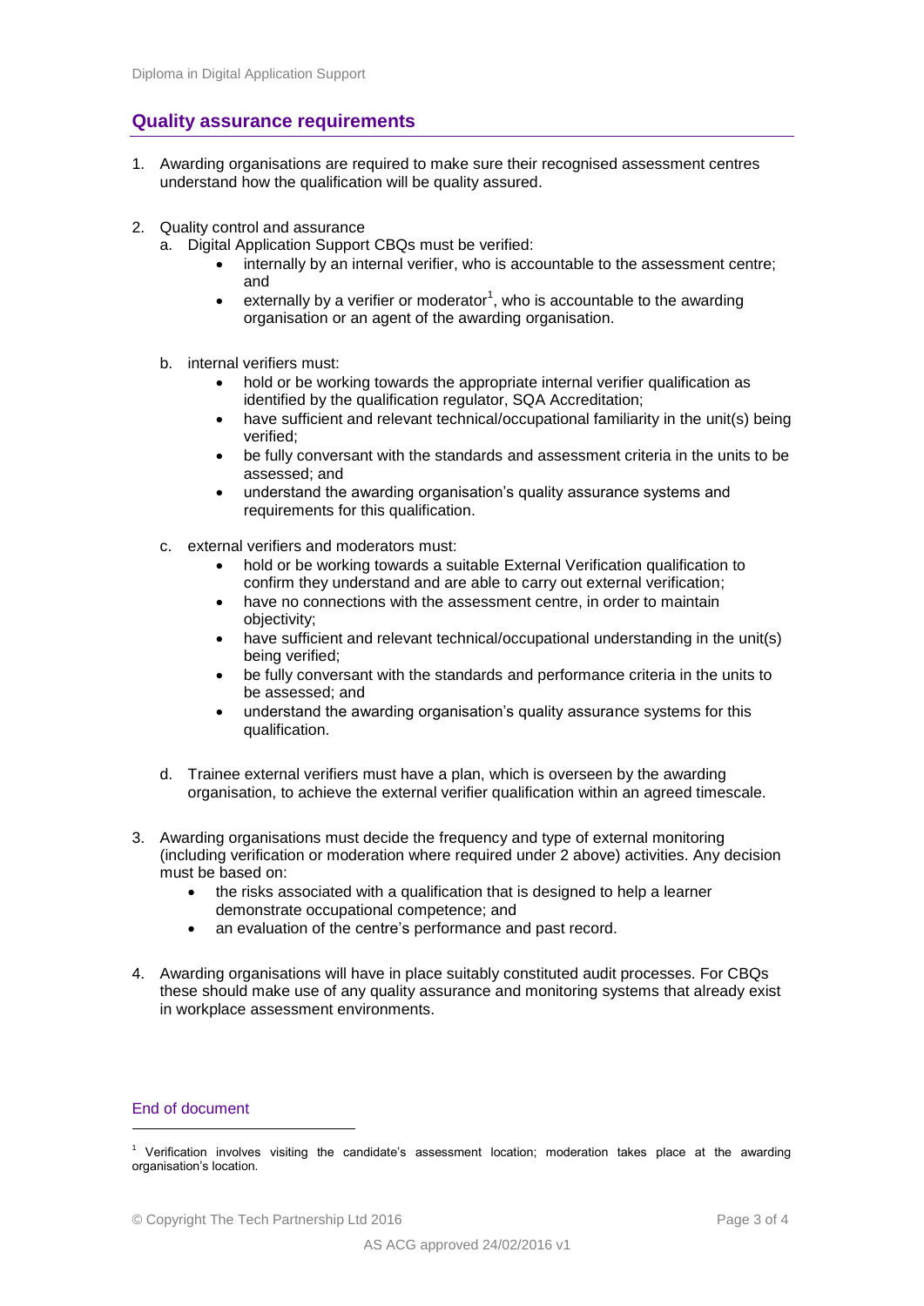## Quality assurance requirements

1. Awarding organisations are required to make sure their recognised assessment centres understand how the qualification will be quality assured.

2. Quality control and assurance
   a. Digital Application Support CBQs must be verified:
      - internally by an internal verifier, who is accountable to the assessment centre; and
      - externally by a verifier or moderator[1], who is accountable to the awarding organisation or an agent of the awarding organisation.

   b. internal verifiers must:
      - hold or be working towards the appropriate internal verifier qualification as identified by the qualification regulator, SQA Accreditation;
      - have sufficient and relevant technical/occupational familiarity in the unit(s) being verified;
      - be fully conversant with the standards and assessment criteria in the units to be assessed; and
      - understand the awarding organisation's quality assurance systems and requirements for this qualification.

   c. external verifiers and moderators must:
      - hold or be working towards a suitable External Verification qualification to confirm they understand and are able to carry out external verification;
      - have no connections with the assessment centre, in order to maintain objectivity;
      - have sufficient and relevant technical/occupational understanding in the unit(s) being verified;
      - be fully conversant with the standards and performance criteria in the units to be assessed; and
      - understand the awarding organisation's quality assurance systems for this qualification.

   d. Trainee external verifiers must have a plan, which is overseen by the awarding organisation, to achieve the external verifier qualification within an agreed timescale.

3. Awarding organisations must decide the frequency and type of external monitoring (including verification or moderation where required under 2 above) activities. Any decision must be based on:
   - the risks associated with a qualification that is designed to help a learner demonstrate occupational competence; and
   - an evaluation of the centre's performance and past record.

4. Awarding organisations will have in place suitably constituted audit processes. For CBQs these should make use of any quality assurance and monitoring systems that already exist in workplace assessment environments.

End of document

[1] Verification involves visiting the candidate's assessment location; moderation takes place at the awarding organisation's location.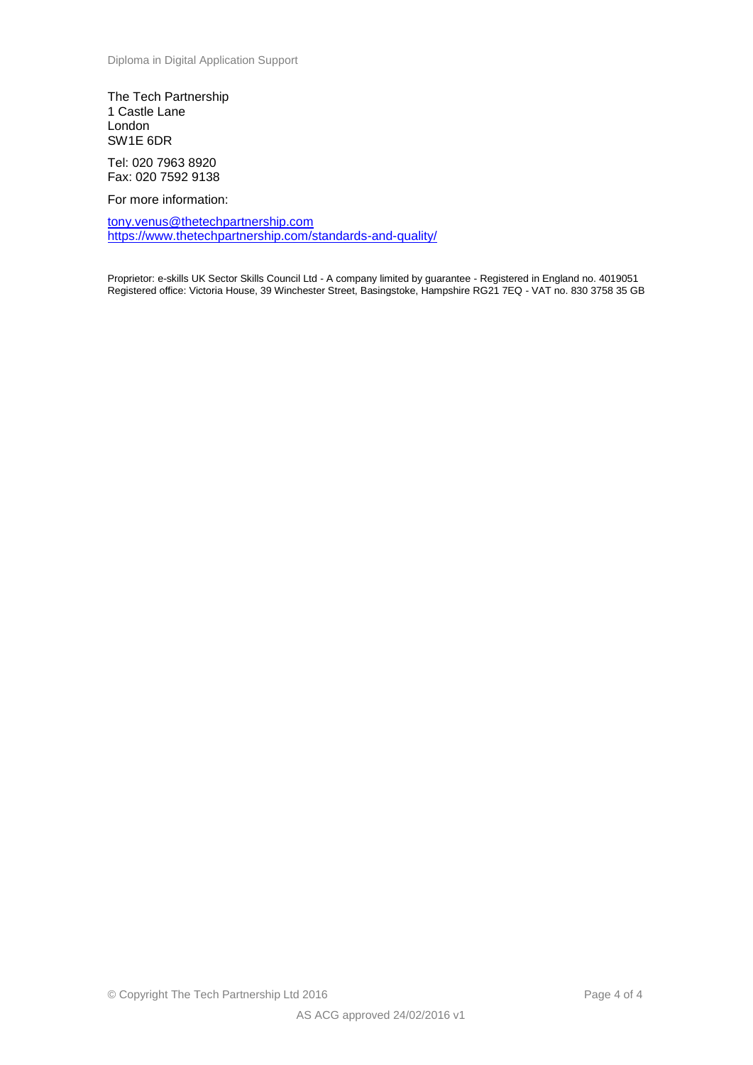The Tech Partnership
1 Castle Lane
London
SW1E 6DR

Tel: 020 7963 8920
Fax: 020 7592 9138

For more information:

tony.venus@thetechpartnership.com
https://www.thetechpartnership.com/standards-and-quality/

Proprietor: e-skills UK Sector Skills Council Ltd - A company limited by guarantee - Registered in England no. 4019051
Registered office: Victoria House, 39 Winchester Street, Basingstoke, Hampshire RG21 7EQ - VAT no. 830 3758 35 GB

© Copyright The Tech Partnership Ltd 2016

AS ACG approved 24/02/2016 v1